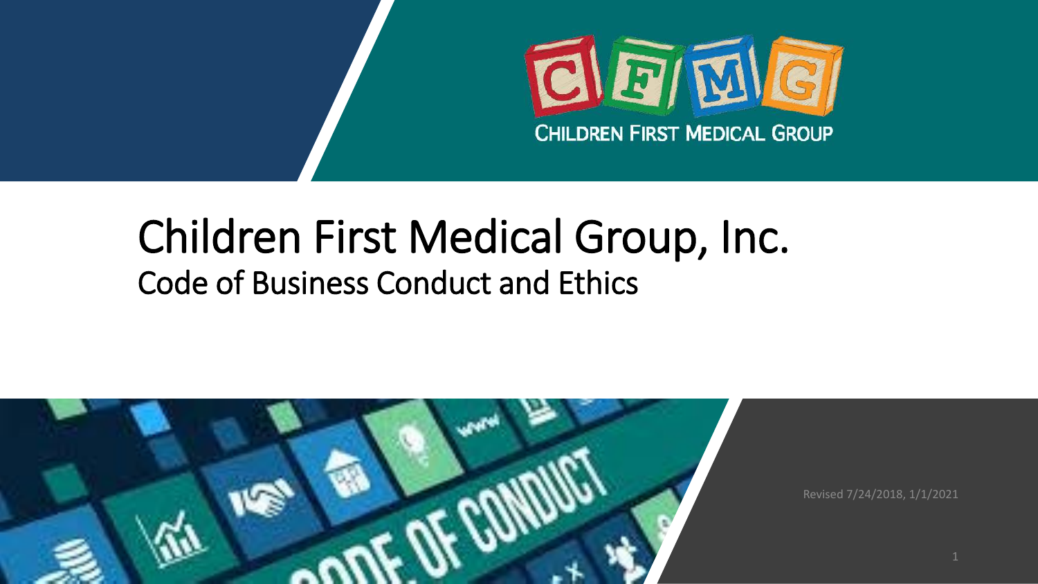CHILDREN FIRST MEDICAL GROUP

# Children First Medical Group, Inc.

## Code of Business Conduct and Ethics

Revised 7/24/2018, 1/1/2021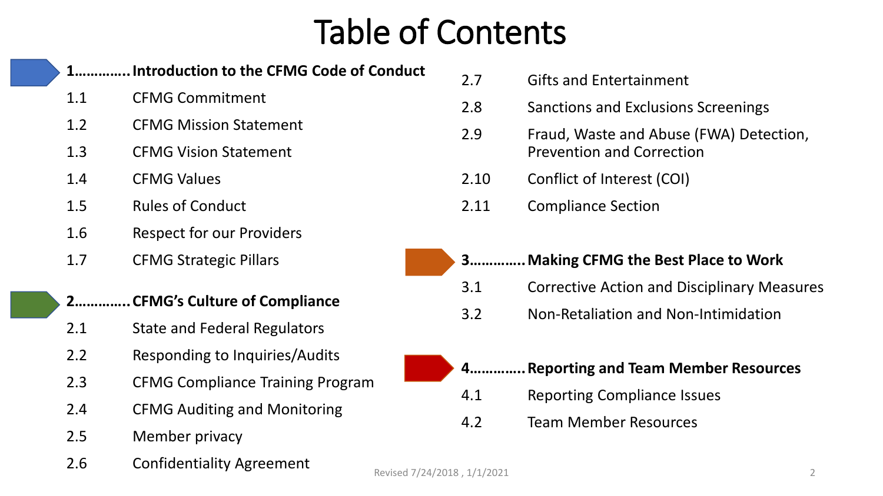# Table of Contents

**1............. Introduction to the CFMG Code of Conduct**

- 1.1 CFMG Commitment
- 1.2 CFMG Mission Statement
- 1.3 CFMG Vision Statement
- 1.4 CFMG Values
- 1.5 Rules of Conduct
- 1.6 Respect for our Providers
- 1.7 CFMG Strategic Pillars

**2............. CFMG's Culture of Compliance**

- 2.1 State and Federal Regulators
- 2.2 Responding to Inquiries/Audits
- 2.3 CFMG Compliance Training Program
- 2.4 CFMG Auditing and Monitoring
- 2.5 Member privacy
- 2.6 Confidentiality Agreement
- 2.7 Gifts and Entertainment
- 2.8 Sanctions and Exclusions Screenings
- 2.9 Fraud, Waste and Abuse (FWA) Detection, Prevention and Correction
- 2.10 Conflict of Interest (COI)
- 2.11 Compliance Section

**3............. Making CFMG the Best Place to Work**

- 3.1 Corrective Action and Disciplinary Measures
- 3.2 Non-Retaliation and Non-Intimidation

**4............. Reporting and Team Member Resources**

- 4.1 Reporting Compliance Issues
- 4.2 Team Member Resources

Revised 7/24/2018 , 1/1/2021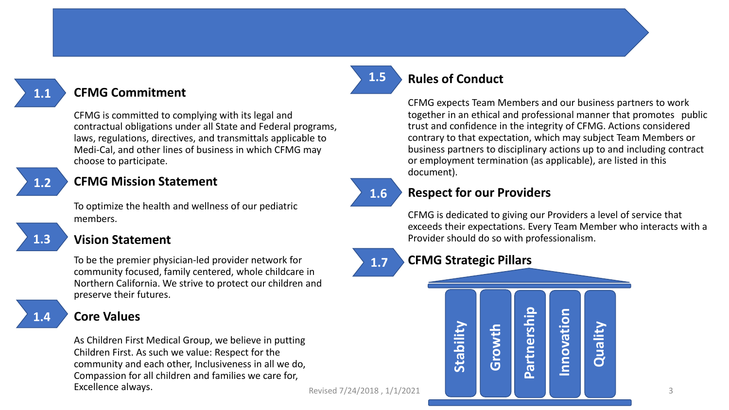## 1.1 CFMG Commitment

CFMG is committed to complying with its legal and contractual obligations under all State and Federal programs, laws, regulations, directives, and transmittals applicable to Medi-Cal, and other lines of business in which CFMG may choose to participate.

## 1.2 CFMG Mission Statement

To optimize the health and wellness of our pediatric members.

## 1.3 Vision Statement

To be the premier physician-led provider network for community focused, family centered, whole childcare in Northern California. We strive to protect our children and preserve their futures.

## 1.4 Core Values

As Children First Medical Group, we believe in putting Children First. As such we value: Respect for the community and each other, Inclusiveness in all we do, Compassion for all children and families we care for, Excellence always.

## 1.5 Rules of Conduct

CFMG expects Team Members and our business partners to work together in an ethical and professional manner that promotes public trust and confidence in the integrity of CFMG. Actions considered contrary to that expectation, which may subject Team Members or business partners to disciplinary actions up to and including contract or employment termination (as applicable), are listed in this document).

## 1.6 Respect for our Providers

CFMG is dedicated to giving our Providers a level of service that exceeds their expectations. Every Team Member who interacts with a Provider should do so with professionalism.

## 1.7 CFMG Strategic Pillars

- Stability
- Growth
- Partnership
- Innovation
- Quality

Revised 7/24/2018 , 1/1/2021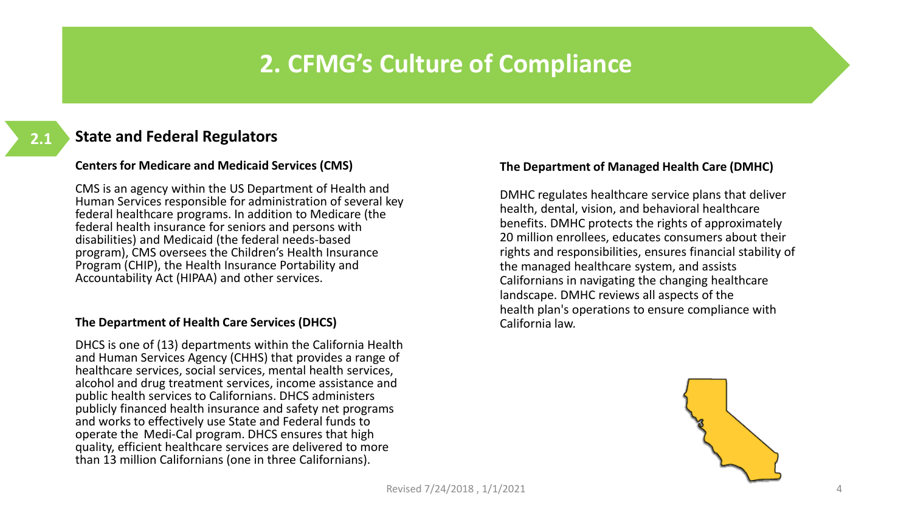# 2. CFMG's Culture of Compliance

## 2.1 State and Federal Regulators

### Centers for Medicare and Medicaid Services (CMS)

CMS is an agency within the US Department of Health and Human Services responsible for administration of several key federal healthcare programs. In addition to Medicare (the federal health insurance for seniors and persons with disabilities) and Medicaid (the federal needs-based program), CMS oversees the Children's Health Insurance Program (CHIP), the Health Insurance Portability and Accountability Act (HIPAA) and other services.

### The Department of Health Care Services (DHCS)

DHCS is one of (13) departments within the California Health and Human Services Agency (CHHS) that provides a range of healthcare services, social services, mental health services, alcohol and drug treatment services, income assistance and public health services to Californians. DHCS administers publicly financed health insurance and safety net programs and works to effectively use State and Federal funds to operate the Medi-Cal program. DHCS ensures that high quality, efficient healthcare services are delivered to more than 13 million Californians (one in three Californians).

### The Department of Managed Health Care (DMHC)

DMHC regulates healthcare service plans that deliver health, dental, vision, and behavioral healthcare benefits. DMHC protects the rights of approximately 20 million enrollees, educates consumers about their rights and responsibilities, ensures financial stability of the managed healthcare system, and assists Californians in navigating the changing healthcare landscape. DMHC reviews all aspects of the health plan's operations to ensure compliance with California law.

Revised 7/24/2018 , 1/1/2021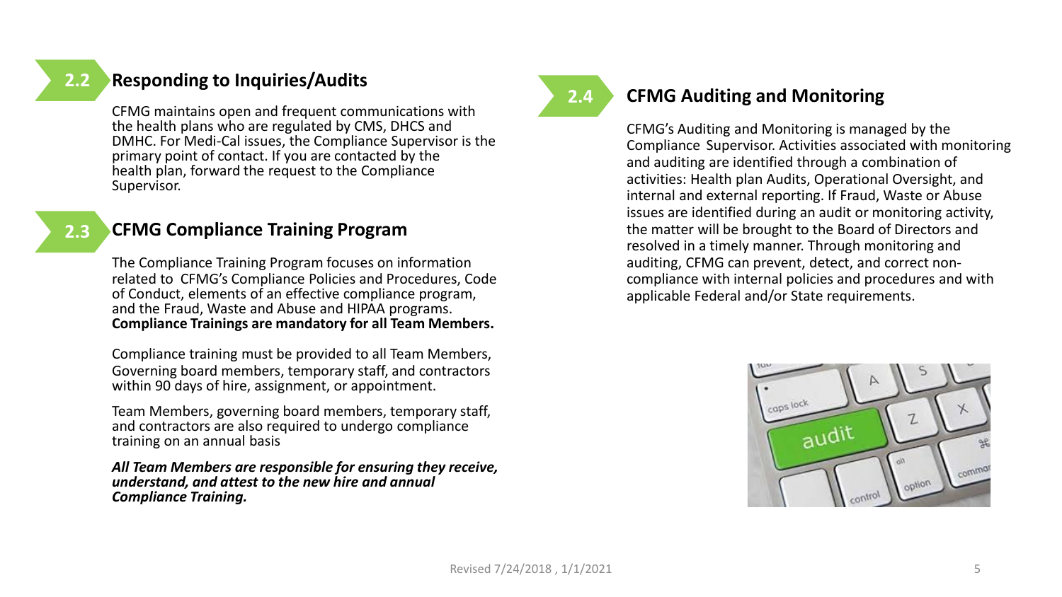## 2.2 Responding to Inquiries/Audits

CFMG maintains open and frequent communications with the health plans who are regulated by CMS, DHCS and DMHC. For Medi-Cal issues, the Compliance Supervisor is the primary point of contact. If you are contacted by the health plan, forward the request to the Compliance Supervisor.

## 2.3 CFMG Compliance Training Program

The Compliance Training Program focuses on information related to CFMG's Compliance Policies and Procedures, Code of Conduct, elements of an effective compliance program, and the Fraud, Waste and Abuse and HIPAA programs. **Compliance Trainings are mandatory for all Team Members.**

Compliance training must be provided to all Team Members, Governing board members, temporary staff, and contractors within 90 days of hire, assignment, or appointment.

Team Members, governing board members, temporary staff, and contractors are also required to undergo compliance training on an annual basis

***All Team Members are responsible for ensuring they receive, understand, and attest to the new hire and annual Compliance Training.***

## 2.4 CFMG Auditing and Monitoring

CFMG's Auditing and Monitoring is managed by the Compliance Supervisor. Activities associated with monitoring and auditing are identified through a combination of activities: Health plan Audits, Operational Oversight, and internal and external reporting. If Fraud, Waste or Abuse issues are identified during an audit or monitoring activity, the matter will be brought to the Board of Directors and resolved in a timely manner. Through monitoring and auditing, CFMG can prevent, detect, and correct non-compliance with internal policies and procedures and with applicable Federal and/or State requirements.

Revised 7/24/2018 , 1/1/2021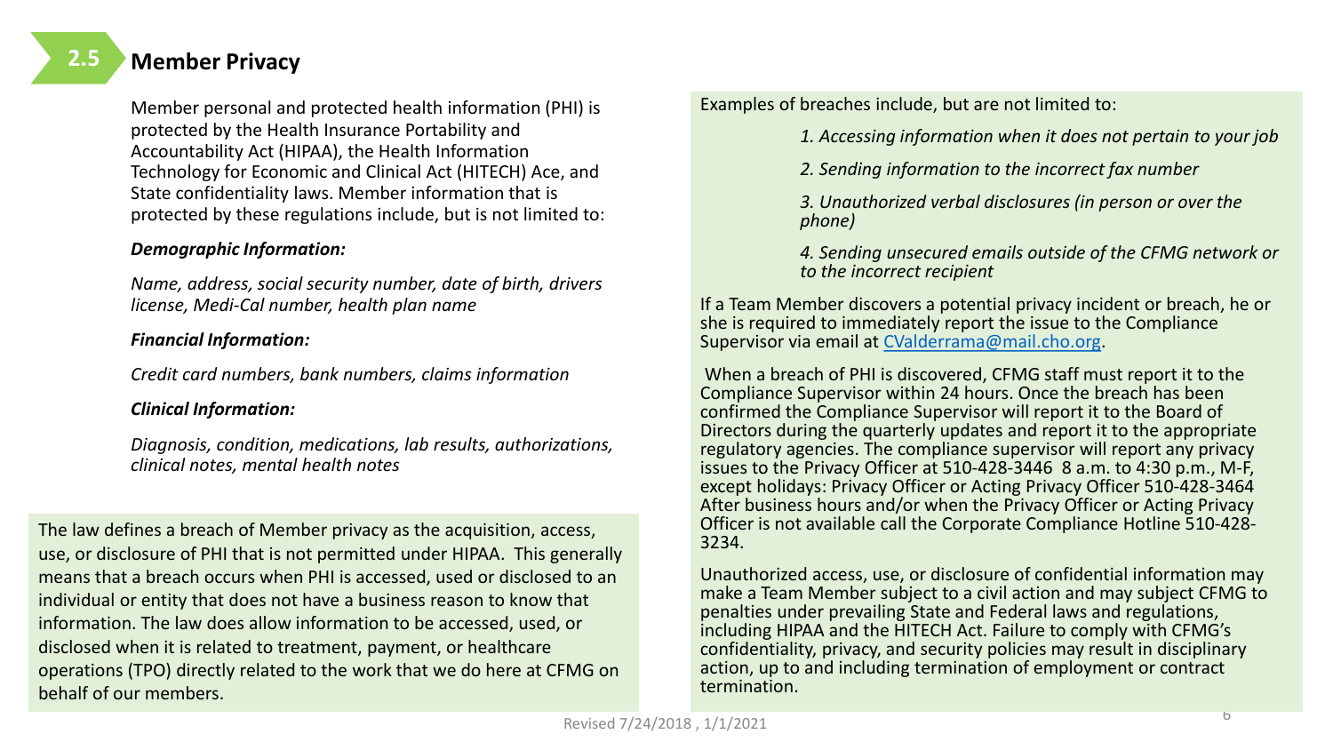## 2.5 Member Privacy

Member personal and protected health information (PHI) is protected by the Health Insurance Portability and Accountability Act (HIPAA), the Health Information Technology for Economic and Clinical Act (HITECH) Ace, and State confidentiality laws. Member information that is protected by these regulations include, but is not limited to:

***Demographic Information:***

*Name, address, social security number, date of birth, drivers license, Medi-Cal number, health plan name*

***Financial Information:***

*Credit card numbers, bank numbers, claims information*

***Clinical Information:***

*Diagnosis, condition, medications, lab results, authorizations, clinical notes, mental health notes*

The law defines a breach of Member privacy as the acquisition, access, use, or disclosure of PHI that is not permitted under HIPAA. This generally means that a breach occurs when PHI is accessed, used or disclosed to an individual or entity that does not have a business reason to know that information. The law does allow information to be accessed, used, or disclosed when it is related to treatment, payment, or healthcare operations (TPO) directly related to the work that we do here at CFMG on behalf of our members.

Examples of breaches include, but are not limited to:

1. *Accessing information when it does not pertain to your job*
2. *Sending information to the incorrect fax number*
3. *Unauthorized verbal disclosures (in person or over the phone)*
4. *Sending unsecured emails outside of the CFMG network or to the incorrect recipient*

If a Team Member discovers a potential privacy incident or breach, he or she is required to immediately report the issue to the Compliance Supervisor via email at CValderrama@mail.cho.org.

When a breach of PHI is discovered, CFMG staff must report it to the Compliance Supervisor within 24 hours. Once the breach has been confirmed the Compliance Supervisor will report it to the Board of Directors during the quarterly updates and report it to the appropriate regulatory agencies. The compliance supervisor will report any privacy issues to the Privacy Officer at 510-428-3446 8 a.m. to 4:30 p.m., M-F, except holidays: Privacy Officer or Acting Privacy Officer 510-428-3464 After business hours and/or when the Privacy Officer or Acting Privacy Officer is not available call the Corporate Compliance Hotline 510-428-3234.

Unauthorized access, use, or disclosure of confidential information may make a Team Member subject to a civil action and may subject CFMG to penalties under prevailing State and Federal laws and regulations, including HIPAA and the HITECH Act. Failure to comply with CFMG's confidentiality, privacy, and security policies may result in disciplinary action, up to and including termination of employment or contract termination.

Revised 7/24/2018 , 1/1/2021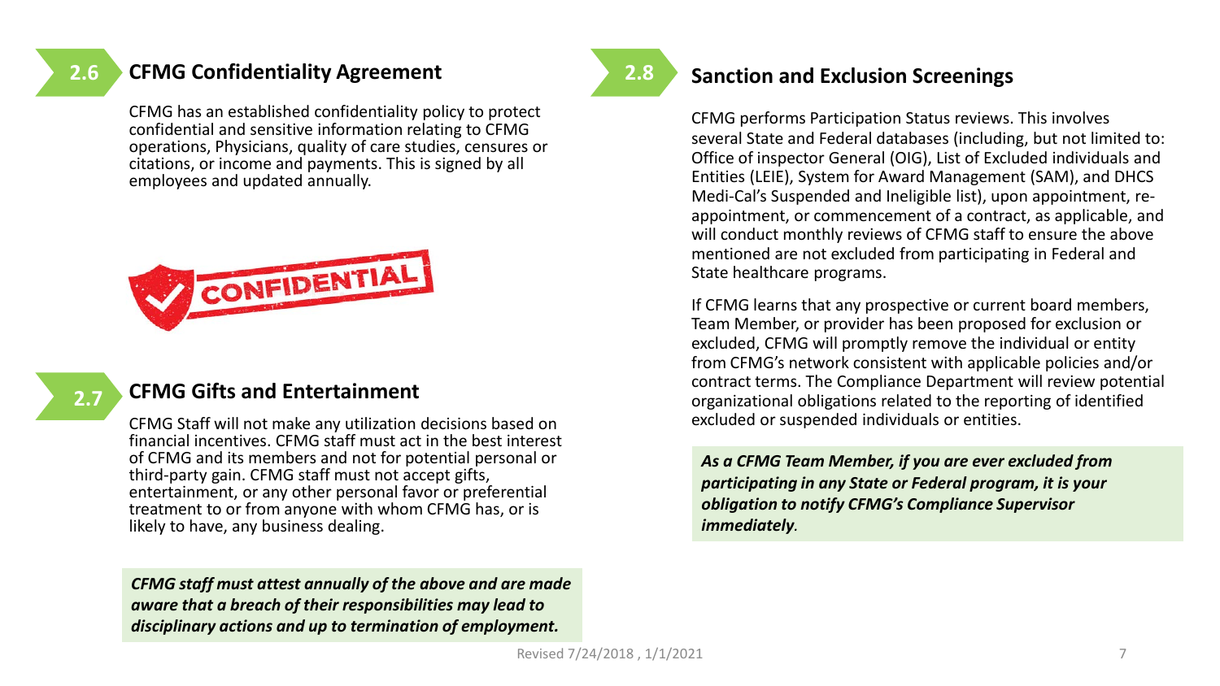## 2.6 CFMG Confidentiality Agreement

CFMG has an established confidentiality policy to protect confidential and sensitive information relating to CFMG operations, Physicians, quality of care studies, censures or citations, or income and payments. This is signed by all employees and updated annually.

## 2.7 CFMG Gifts and Entertainment

CFMG Staff will not make any utilization decisions based on financial incentives. CFMG staff must act in the best interest of CFMG and its members and not for potential personal or third-party gain. CFMG staff must not accept gifts, entertainment, or any other personal favor or preferential treatment to or from anyone with whom CFMG has, or is likely to have, any business dealing.

***CFMG staff must attest annually of the above and are made aware that a breach of their responsibilities may lead to disciplinary actions and up to termination of employment.***

## 2.8 Sanction and Exclusion Screenings

CFMG performs Participation Status reviews. This involves several State and Federal databases (including, but not limited to: Office of inspector General (OIG), List of Excluded individuals and Entities (LEIE), System for Award Management (SAM), and DHCS Medi-Cal's Suspended and Ineligible list), upon appointment, re-appointment, or commencement of a contract, as applicable, and will conduct monthly reviews of CFMG staff to ensure the above mentioned are not excluded from participating in Federal and State healthcare programs.

If CFMG learns that any prospective or current board members, Team Member, or provider has been proposed for exclusion or excluded, CFMG will promptly remove the individual or entity from CFMG's network consistent with applicable policies and/or contract terms. The Compliance Department will review potential organizational obligations related to the reporting of identified excluded or suspended individuals or entities.

***As a CFMG Team Member, if you are ever excluded from participating in any State or Federal program, it is your obligation to notify CFMG's Compliance Supervisor immediately.***

Revised 7/24/2018 , 1/1/2021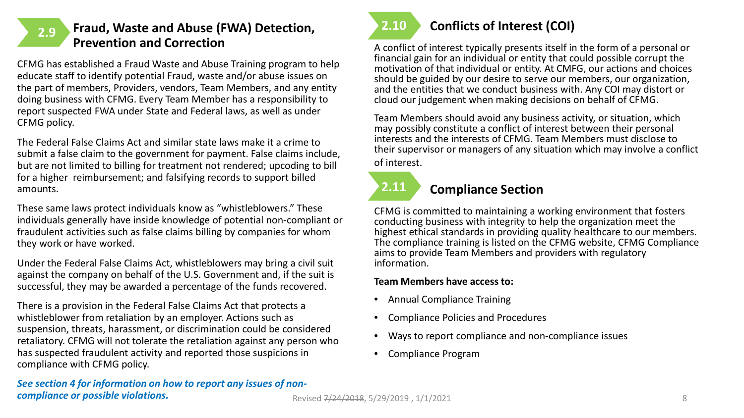## 2.9 Fraud, Waste and Abuse (FWA) Detection, Prevention and Correction

CFMG has established a Fraud Waste and Abuse Training program to help educate staff to identify potential Fraud, waste and/or abuse issues on the part of members, Providers, vendors, Team Members, and any entity doing business with CFMG. Every Team Member has a responsibility to report suspected FWA under State and Federal laws, as well as under CFMG policy.

The Federal False Claims Act and similar state laws make it a crime to submit a false claim to the government for payment. False claims include, but are not limited to billing for treatment not rendered; upcoding to bill for a higher reimbursement; and falsifying records to support billed amounts.

These same laws protect individuals know as "whistleblowers." These individuals generally have inside knowledge of potential non-compliant or fraudulent activities such as false claims billing by companies for whom they work or have worked.

Under the Federal False Claims Act, whistleblowers may bring a civil suit against the company on behalf of the U.S. Government and, if the suit is successful, they may be awarded a percentage of the funds recovered.

There is a provision in the Federal False Claims Act that protects a whistleblower from retaliation by an employer. Actions such as suspension, threats, harassment, or discrimination could be considered retaliatory. CFMG will not tolerate the retaliation against any person who has suspected fraudulent activity and reported those suspicions in compliance with CFMG policy.

***See section 4 for information on how to report any issues of non-compliance or possible violations.***

## 2.10 Conflicts of Interest (COI)

A conflict of interest typically presents itself in the form of a personal or financial gain for an individual or entity that could possible corrupt the motivation of that individual or entity. At CMFG, our actions and choices should be guided by our desire to serve our members, our organization, and the entities that we conduct business with. Any COI may distort or cloud our judgement when making decisions on behalf of CFMG.

Team Members should avoid any business activity, or situation, which may possibly constitute a conflict of interest between their personal interests and the interests of CFMG. Team Members must disclose to their supervisor or managers of any situation which may involve a conflict of interest.

## 2.11 Compliance Section

CFMG is committed to maintaining a working environment that fosters conducting business with integrity to help the organization meet the highest ethical standards in providing quality healthcare to our members. The compliance training is listed on the CFMG website, CFMG Compliance aims to provide Team Members and providers with regulatory information.

**Team Members have access to:**

- Annual Compliance Training
- Compliance Policies and Procedures
- Ways to report compliance and non-compliance issues
- Compliance Program

Revised ~~7/24/2018~~, 5/29/2019 , 1/1/2021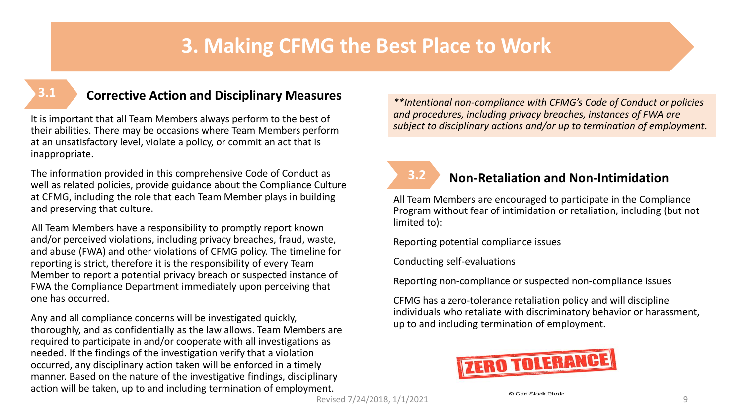# 3. Making CFMG the Best Place to Work

## 3.1 Corrective Action and Disciplinary Measures

It is important that all Team Members always perform to the best of their abilities. There may be occasions where Team Members perform at an unsatisfactory level, violate a policy, or commit an act that is inappropriate.

The information provided in this comprehensive Code of Conduct as well as related policies, provide guidance about the Compliance Culture at CFMG, including the role that each Team Member plays in building and preserving that culture.

All Team Members have a responsibility to promptly report known and/or perceived violations, including privacy breaches, fraud, waste, and abuse (FWA) and other violations of CFMG policy. The timeline for reporting is strict, therefore it is the responsibility of every Team Member to report a potential privacy breach or suspected instance of FWA the Compliance Department immediately upon perceiving that one has occurred.

Any and all compliance concerns will be investigated quickly, thoroughly, and as confidentially as the law allows. Team Members are required to participate in and/or cooperate with all investigations as needed. If the findings of the investigation verify that a violation occurred, any disciplinary action taken will be enforced in a timely manner. Based on the nature of the investigative findings, disciplinary action will be taken, up to and including termination of employment.

*\*\*Intentional non-compliance with CFMG's Code of Conduct or policies and procedures, including privacy breaches, instances of FWA are subject to disciplinary actions and/or up to termination of employment.*

## 3.2 Non-Retaliation and Non-Intimidation

All Team Members are encouraged to participate in the Compliance Program without fear of intimidation or retaliation, including (but not limited to):

Reporting potential compliance issues

Conducting self-evaluations

Reporting non-compliance or suspected non-compliance issues

CFMG has a zero-tolerance retaliation policy and will discipline individuals who retaliate with discriminatory behavior or harassment, up to and including termination of employment.

ZERO TOLERANCE

© Can Stock Photo

Revised 7/24/2018, 1/1/2021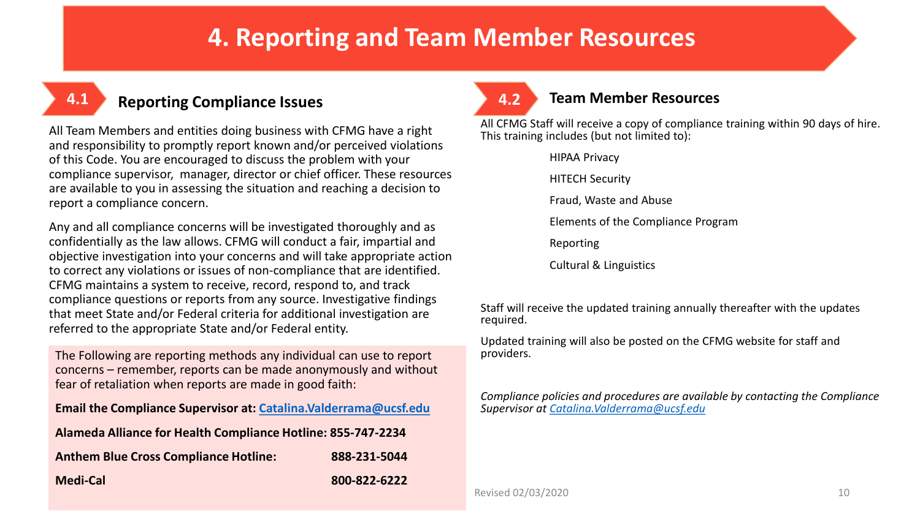# 4. Reporting and Team Member Resources

## 4.1 Reporting Compliance Issues

All Team Members and entities doing business with CFMG have a right and responsibility to promptly report known and/or perceived violations of this Code. You are encouraged to discuss the problem with your compliance supervisor, manager, director or chief officer. These resources are available to you in assessing the situation and reaching a decision to report a compliance concern.

Any and all compliance concerns will be investigated thoroughly and as confidentially as the law allows. CFMG will conduct a fair, impartial and objective investigation into your concerns and will take appropriate action to correct any violations or issues of non-compliance that are identified. CFMG maintains a system to receive, record, respond to, and track compliance questions or reports from any source. Investigative findings that meet State and/or Federal criteria for additional investigation are referred to the appropriate State and/or Federal entity.

The Following are reporting methods any individual can use to report concerns – remember, reports can be made anonymously and without fear of retaliation when reports are made in good faith:

**Email the Compliance Supervisor at: Catalina.Valderrama@ucsf.edu**

**Alameda Alliance for Health Compliance Hotline: 855-747-2234**

**Anthem Blue Cross Compliance Hotline: 888-231-5044**

**Medi-Cal 800-822-6222**

## 4.2 Team Member Resources

All CFMG Staff will receive a copy of compliance training within 90 days of hire. This training includes (but not limited to):

- HIPAA Privacy
- HITECH Security
- Fraud, Waste and Abuse
- Elements of the Compliance Program
- Reporting
- Cultural & Linguistics

Staff will receive the updated training annually thereafter with the updates required.

Updated training will also be posted on the CFMG website for staff and providers.

*Compliance policies and procedures are available by contacting the Compliance Supervisor at Catalina.Valderrama@ucsf.edu*

Revised 02/03/2020